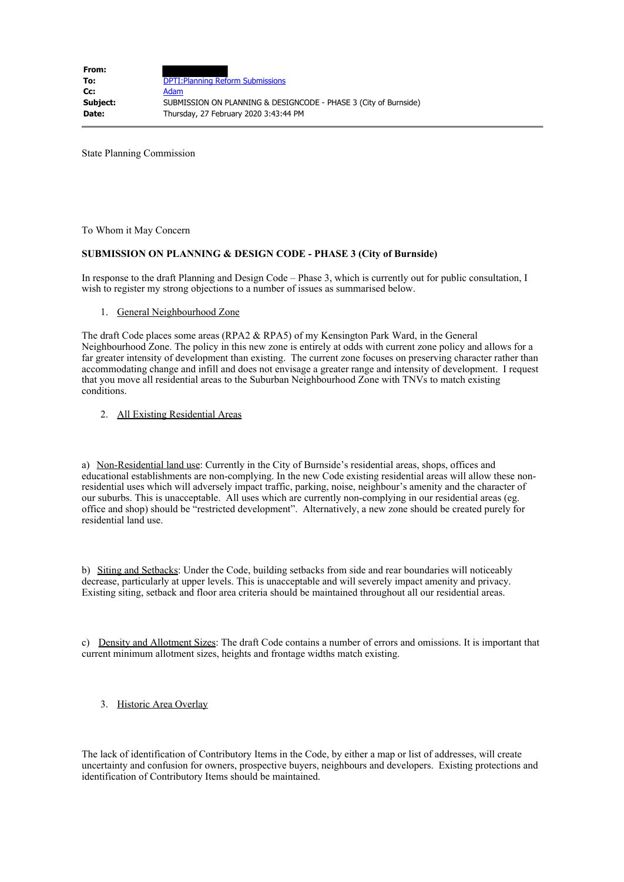| | |
|---|---|
| **From:** | |
| **To:** | DPTI:Planning Reform Submissions |
| **Cc:** | Adam |
| **Subject:** | SUBMISSION ON PLANNING & DESIGNCODE - PHASE 3 (City of Burnside) |
| **Date:** | Thursday, 27 February 2020 3:43:44 PM |

State Planning Commission

To Whom it May Concern

**SUBMISSION ON PLANNING & DESIGN CODE - PHASE 3 (City of Burnside)**

In response to the draft Planning and Design Code – Phase 3, which is currently out for public consultation, I wish to register my strong objections to a number of issues as summarised below.

1. General Neighbourhood Zone

The draft Code places some areas (RPA2 & RPA5) of my Kensington Park Ward, in the General Neighbourhood Zone. The policy in this new zone is entirely at odds with current zone policy and allows for a far greater intensity of development than existing. The current zone focuses on preserving character rather than accommodating change and infill and does not envisage a greater range and intensity of development. I request that you move all residential areas to the Suburban Neighbourhood Zone with TNVs to match existing conditions.

2. All Existing Residential Areas

a) Non-Residential land use: Currently in the City of Burnside's residential areas, shops, offices and educational establishments are non-complying. In the new Code existing residential areas will allow these non-residential uses which will adversely impact traffic, parking, noise, neighbour's amenity and the character of our suburbs. This is unacceptable. All uses which are currently non-complying in our residential areas (eg. office and shop) should be "restricted development". Alternatively, a new zone should be created purely for residential land use.

b) Siting and Setbacks: Under the Code, building setbacks from side and rear boundaries will noticeably decrease, particularly at upper levels. This is unacceptable and will severely impact amenity and privacy. Existing siting, setback and floor area criteria should be maintained throughout all our residential areas.

c) Density and Allotment Sizes: The draft Code contains a number of errors and omissions. It is important that current minimum allotment sizes, heights and frontage widths match existing.

3. Historic Area Overlay

The lack of identification of Contributory Items in the Code, by either a map or list of addresses, will create uncertainty and confusion for owners, prospective buyers, neighbours and developers. Existing protections and identification of Contributory Items should be maintained.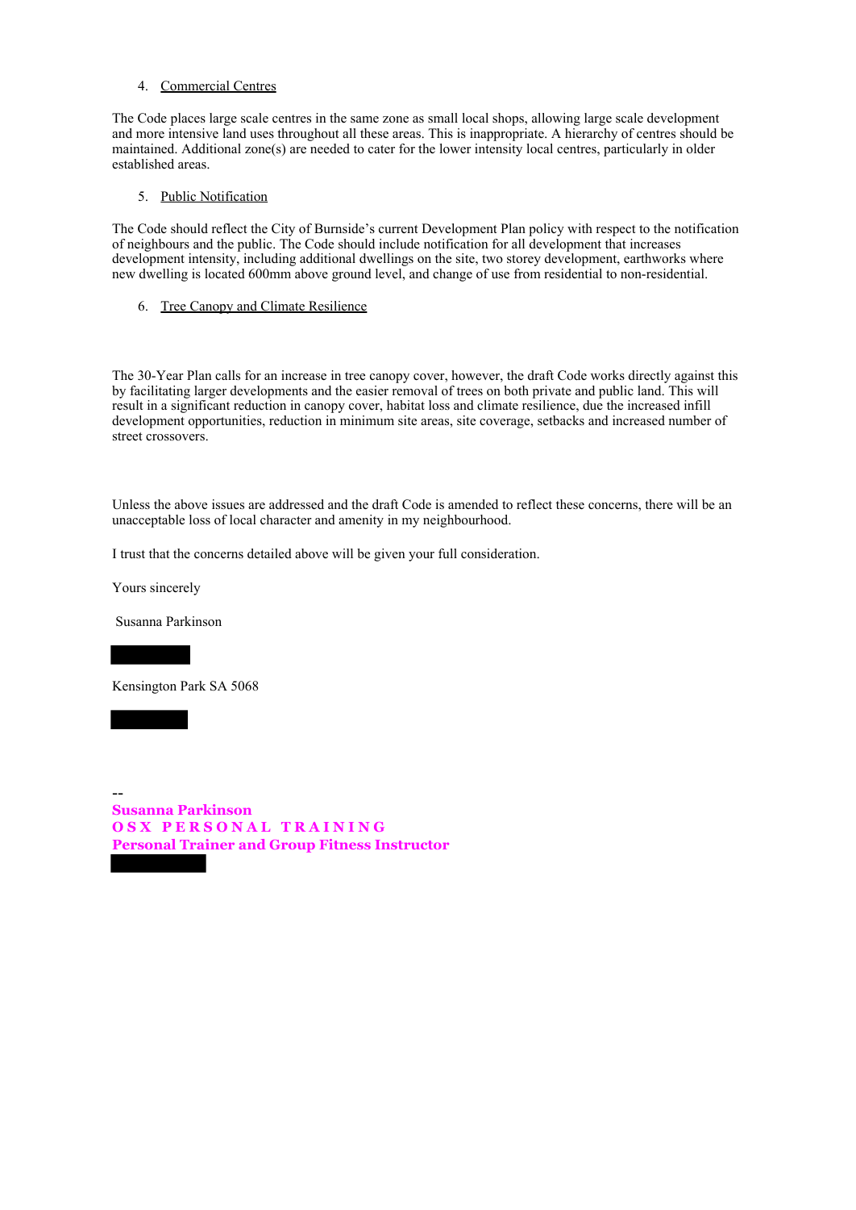4. Commercial Centres

The Code places large scale centres in the same zone as small local shops, allowing large scale development and more intensive land uses throughout all these areas. This is inappropriate. A hierarchy of centres should be maintained. Additional zone(s) are needed to cater for the lower intensity local centres, particularly in older established areas.

5. Public Notification

The Code should reflect the City of Burnside's current Development Plan policy with respect to the notification of neighbours and the public. The Code should include notification for all development that increases development intensity, including additional dwellings on the site, two storey development, earthworks where new dwelling is located 600mm above ground level, and change of use from residential to non-residential.

6. Tree Canopy and Climate Resilience

The 30-Year Plan calls for an increase in tree canopy cover, however, the draft Code works directly against this by facilitating larger developments and the easier removal of trees on both private and public land. This will result in a significant reduction in canopy cover, habitat loss and climate resilience, due the increased infill development opportunities, reduction in minimum site areas, site coverage, setbacks and increased number of street crossovers.

Unless the above issues are addressed and the draft Code is amended to reflect these concerns, there will be an unacceptable loss of local character and amenity in my neighbourhood.

I trust that the concerns detailed above will be given your full consideration.

Yours sincerely

Susanna Parkinson

Kensington Park SA 5068

--

**Susanna Parkinson**

**OSX PERSONAL TRAINING**

**Personal Trainer and Group Fitness Instructor**